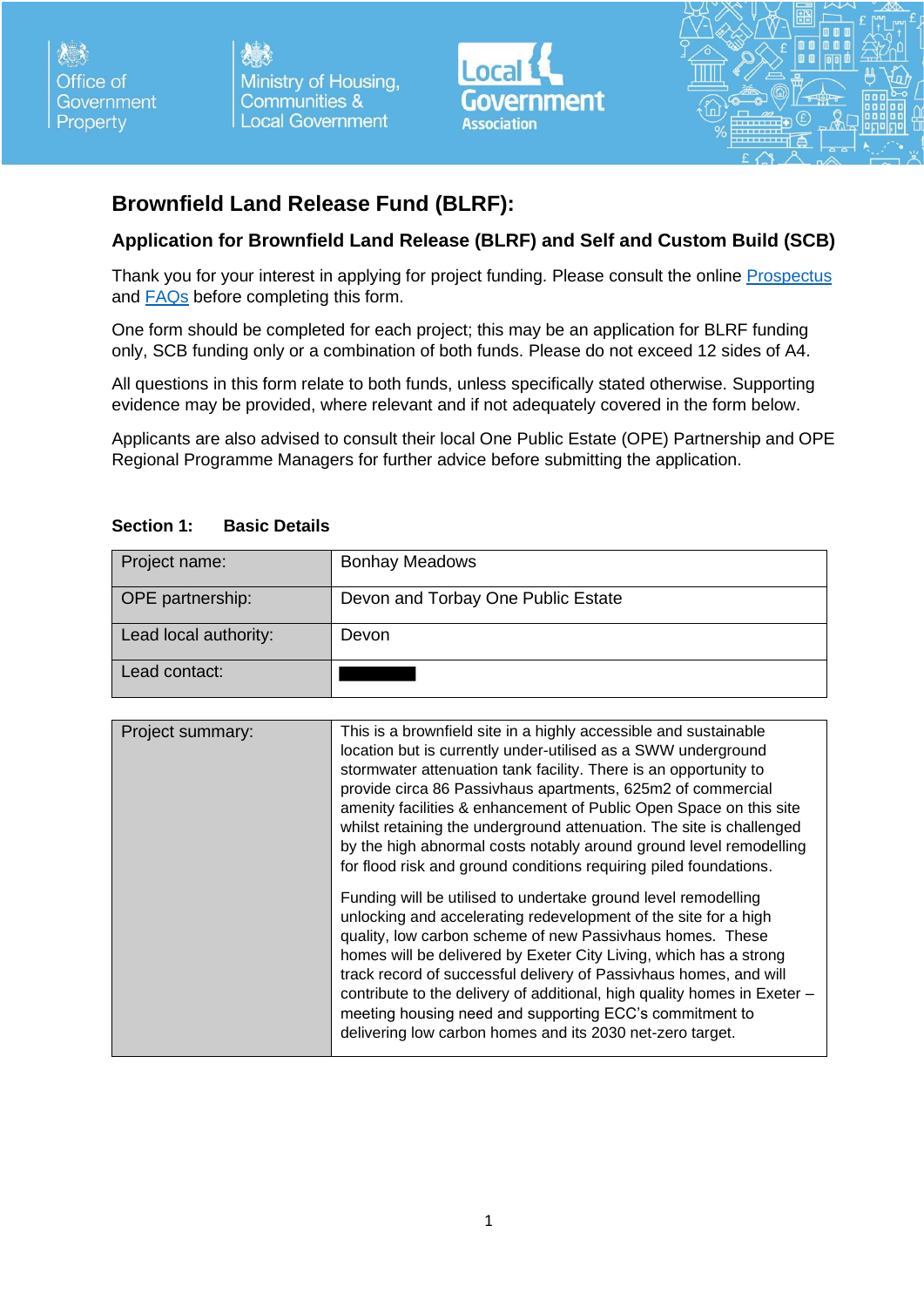# Brownfield Land Release Fund (BLRF):

## Application for Brownfield Land Release (BLRF) and Self and Custom Build (SCB)

Thank you for your interest in applying for project funding. Please consult the online Prospectus and FAQs before completing this form.

One form should be completed for each project; this may be an application for BLRF funding only, SCB funding only or a combination of both funds. Please do not exceed 12 sides of A4.

All questions in this form relate to both funds, unless specifically stated otherwise. Supporting evidence may be provided, where relevant and if not adequately covered in the form below.

Applicants are also advised to consult their local One Public Estate (OPE) Partnership and OPE Regional Programme Managers for further advice before submitting the application.

**Section 1: Basic Details**

| | |
|---|---|
| Project name: | Bonhay Meadows |
| OPE partnership: | Devon and Torbay One Public Estate |
| Lead local authority: | Devon |
| Lead contact: | [REDACTED] |

| | |
|---|---|
| Project summary: | This is a brownfield site in a highly accessible and sustainable location but is currently under-utilised as a SWW underground stormwater attenuation tank facility. There is an opportunity to provide circa 86 Passivhaus apartments, 625m2 of commercial amenity facilities & enhancement of Public Open Space on this site whilst retaining the underground attenuation. The site is challenged by the high abnormal costs notably around ground level remodelling for flood risk and ground conditions requiring piled foundations.<br><br>Funding will be utilised to undertake ground level remodelling unlocking and accelerating redevelopment of the site for a high quality, low carbon scheme of new Passivhaus homes. These homes will be delivered by Exeter City Living, which has a strong track record of successful delivery of Passivhaus homes, and will contribute to the delivery of additional, high quality homes in Exeter – meeting housing need and supporting ECC's commitment to delivering low carbon homes and its 2030 net-zero target. |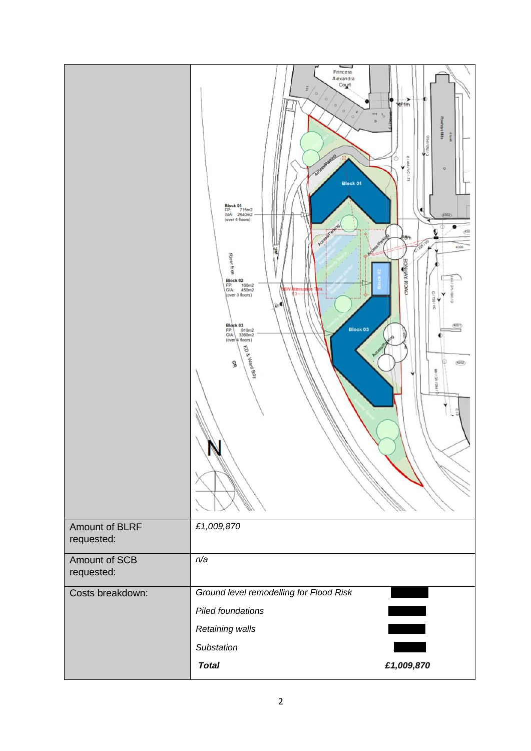| | |
|---|---|
| | |
| Amount of BLRF requested: | *£1,009,870* |
| Amount of SCB requested: | *n/a* |
| Costs breakdown: | *Ground level remodelling for Flood Risk*<br>*Piled foundations*<br>*Retaining walls*<br>*Substation*<br>***Total*** ***£1,009,870*** |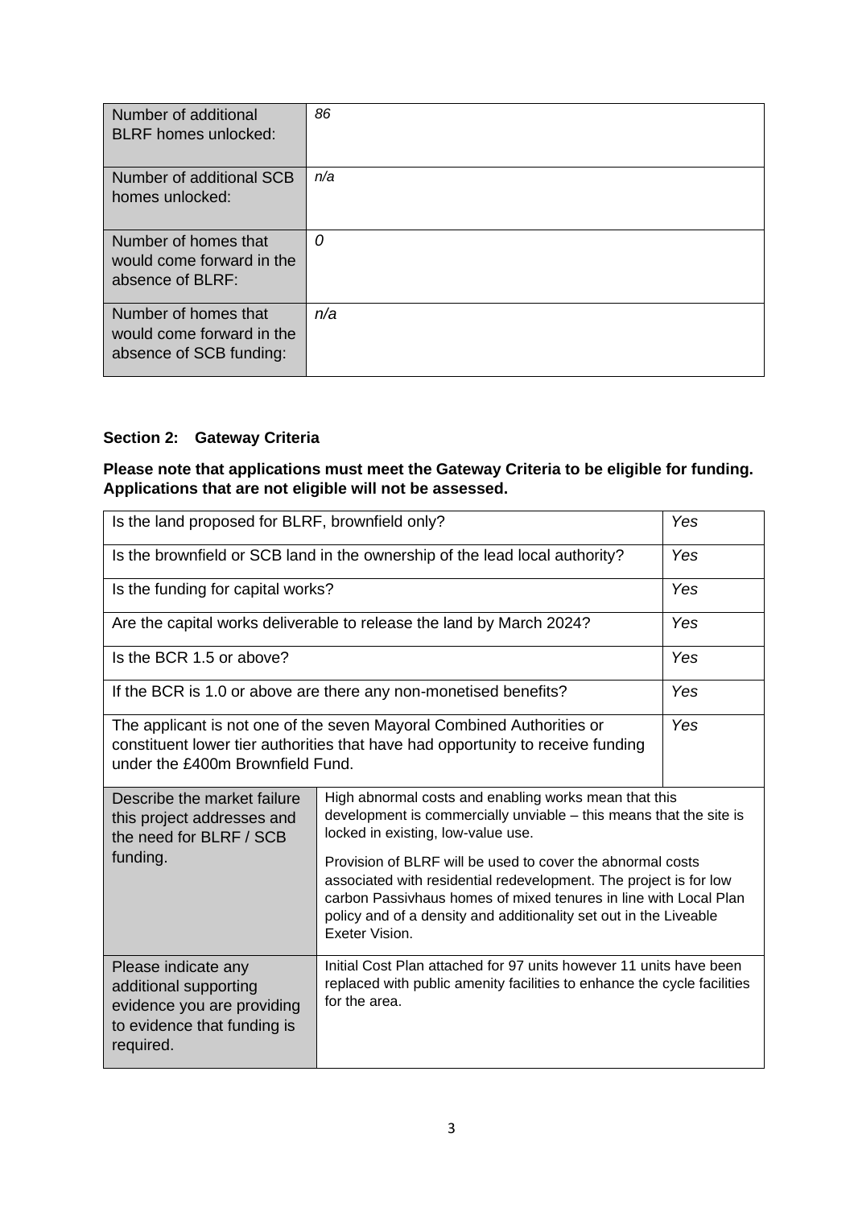| Number of additional BLRF homes unlocked: | *86* |
|---|---|
| Number of additional SCB homes unlocked: | *n/a* |
| Number of homes that would come forward in the absence of BLRF: | *0* |
| Number of homes that would come forward in the absence of SCB funding: | *n/a* |

**Section 2: Gateway Criteria**

**Please note that applications must meet the Gateway Criteria to be eligible for funding. Applications that are not eligible will not be assessed.**

| Is the land proposed for BLRF, brownfield only? | *Yes* |
|---|---|
| Is the brownfield or SCB land in the ownership of the lead local authority? | *Yes* |
| Is the funding for capital works? | *Yes* |
| Are the capital works deliverable to release the land by March 2024? | *Yes* |
| Is the BCR 1.5 or above? | *Yes* |
| If the BCR is 1.0 or above are there any non-monetised benefits? | *Yes* |
| The applicant is not one of the seven Mayoral Combined Authorities or constituent lower tier authorities that have had opportunity to receive funding under the £400m Brownfield Fund. | *Yes* |

| Describe the market failure this project addresses and the need for BLRF / SCB funding. | High abnormal costs and enabling works mean that this development is commercially unviable – this means that the site is locked in existing, low-value use.<br><br>Provision of BLRF will be used to cover the abnormal costs associated with residential redevelopment. The project is for low carbon Passivhaus homes of mixed tenures in line with Local Plan policy and of a density and additionality set out in the Liveable Exeter Vision. |
|---|---|
| Please indicate any additional supporting evidence you are providing to evidence that funding is required. | Initial Cost Plan attached for 97 units however 11 units have been replaced with public amenity facilities to enhance the cycle facilities for the area. |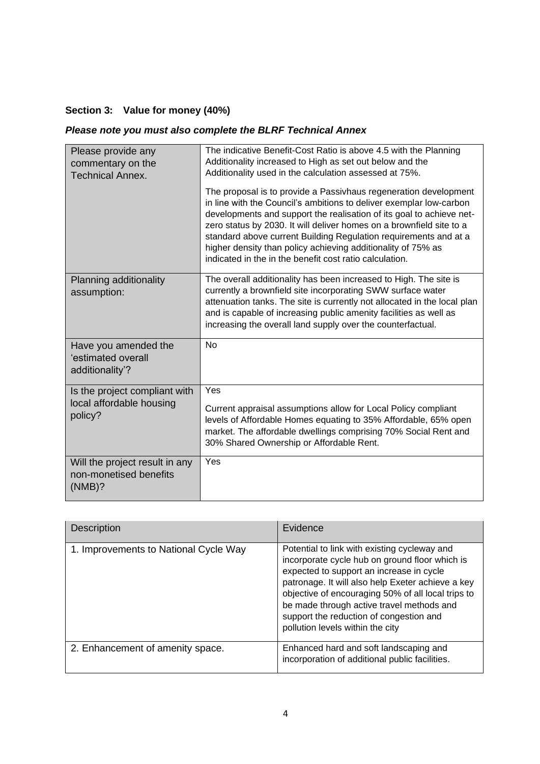**Section 3: Value for money (40%)**

***Please note you must also complete the BLRF Technical Annex***

| | |
|---|---|
| Please provide any commentary on the Technical Annex. | The indicative Benefit-Cost Ratio is above 4.5 with the Planning Additionality increased to High as set out below and the Additionality used in the calculation assessed at 75%.<br><br>The proposal is to provide a Passivhaus regeneration development in line with the Council's ambitions to deliver exemplar low-carbon developments and support the realisation of its goal to achieve net-zero status by 2030. It will deliver homes on a brownfield site to a standard above current Building Regulation requirements and at a higher density than policy achieving additionality of 75% as indicated in the in the benefit cost ratio calculation. |
| Planning additionality assumption: | The overall additionality has been increased to High. The site is currently a brownfield site incorporating SWW surface water attenuation tanks. The site is currently not allocated in the local plan and is capable of increasing public amenity facilities as well as increasing the overall land supply over the counterfactual. |
| Have you amended the 'estimated overall additionality'? | No |
| Is the project compliant with local affordable housing policy? | Yes<br><br>Current appraisal assumptions allow for Local Policy compliant levels of Affordable Homes equating to 35% Affordable, 65% open market. The affordable dwellings comprising 70% Social Rent and 30% Shared Ownership or Affordable Rent. |
| Will the project result in any non-monetised benefits (NMB)? | Yes |

| Description | Evidence |
|---|---|
| 1. Improvements to National Cycle Way | Potential to link with existing cycleway and incorporate cycle hub on ground floor which is expected to support an increase in cycle patronage. It will also help Exeter achieve a key objective of encouraging 50% of all local trips to be made through active travel methods and support the reduction of congestion and pollution levels within the city |
| 2. Enhancement of amenity space. | Enhanced hard and soft landscaping and incorporation of additional public facilities. |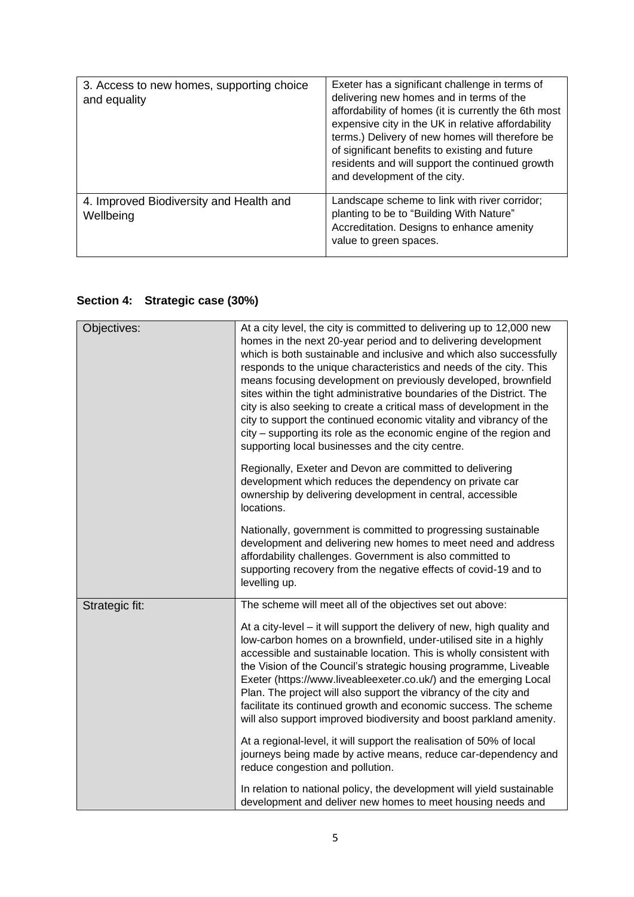| 3. Access to new homes, supporting choice and equality | Exeter has a significant challenge in terms of delivering new homes and in terms of the affordability of homes (it is currently the 6th most expensive city in the UK in relative affordability terms.) Delivery of new homes will therefore be of significant benefits to existing and future residents and will support the continued growth and development of the city. |
|---|---|
| 4. Improved Biodiversity and Health and Wellbeing | Landscape scheme to link with river corridor; planting to be to "Building With Nature" Accreditation. Designs to enhance amenity value to green spaces. |

## Section 4: Strategic case (30%)

| Objectives: | At a city level, the city is committed to delivering up to 12,000 new homes in the next 20-year period and to delivering development which is both sustainable and inclusive and which also successfully responds to the unique characteristics and needs of the city. This means focusing development on previously developed, brownfield sites within the tight administrative boundaries of the District. The city is also seeking to create a critical mass of development in the city to support the continued economic vitality and vibrancy of the city – supporting its role as the economic engine of the region and supporting local businesses and the city centre.<br><br>Regionally, Exeter and Devon are committed to delivering development which reduces the dependency on private car ownership by delivering development in central, accessible locations.<br><br>Nationally, government is committed to progressing sustainable development and delivering new homes to meet need and address affordability challenges. Government is also committed to supporting recovery from the negative effects of covid-19 and to levelling up. |
|---|---|
| Strategic fit: | The scheme will meet all of the objectives set out above:<br><br>At a city-level – it will support the delivery of new, high quality and low-carbon homes on a brownfield, under-utilised site in a highly accessible and sustainable location. This is wholly consistent with the Vision of the Council's strategic housing programme, Liveable Exeter (https://www.liveableexeter.co.uk/) and the emerging Local Plan. The project will also support the vibrancy of the city and facilitate its continued growth and economic success. The scheme will also support improved biodiversity and boost parkland amenity.<br><br>At a regional-level, it will support the realisation of 50% of local journeys being made by active means, reduce car-dependency and reduce congestion and pollution.<br><br>In relation to national policy, the development will yield sustainable development and deliver new homes to meet housing needs and |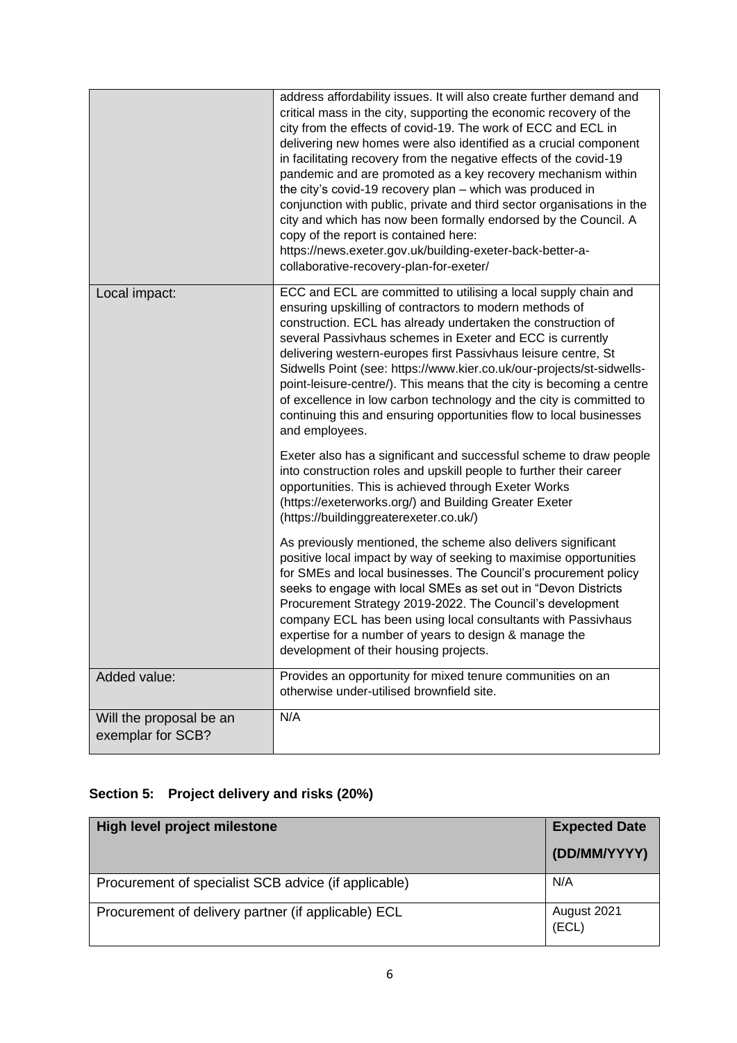| | |
|---|---|
| | address affordability issues. It will also create further demand and critical mass in the city, supporting the economic recovery of the city from the effects of covid-19. The work of ECC and ECL in delivering new homes were also identified as a crucial component in facilitating recovery from the negative effects of the covid-19 pandemic and are promoted as a key recovery mechanism within the city's covid-19 recovery plan – which was produced in conjunction with public, private and third sector organisations in the city and which has now been formally endorsed by the Council. A copy of the report is contained here: https://news.exeter.gov.uk/building-exeter-back-better-a-collaborative-recovery-plan-for-exeter/ |
| Local impact: | ECC and ECL are committed to utilising a local supply chain and ensuring upskilling of contractors to modern methods of construction. ECL has already undertaken the construction of several Passivhaus schemes in Exeter and ECC is currently delivering western-europes first Passivhaus leisure centre, St Sidwells Point (see: https://www.kier.co.uk/our-projects/st-sidwells-point-leisure-centre/). This means that the city is becoming a centre of excellence in low carbon technology and the city is committed to continuing this and ensuring opportunities flow to local businesses and employees.<br><br>Exeter also has a significant and successful scheme to draw people into construction roles and upskill people to further their career opportunities. This is achieved through Exeter Works (https://exeterworks.org/) and Building Greater Exeter (https://buildinggreaterexeter.co.uk/)<br><br>As previously mentioned, the scheme also delivers significant positive local impact by way of seeking to maximise opportunities for SMEs and local businesses. The Council's procurement policy seeks to engage with local SMEs as set out in "Devon Districts Procurement Strategy 2019-2022. The Council's development company ECL has been using local consultants with Passivhaus expertise for a number of years to design & manage the development of their housing projects. |
| Added value: | Provides an opportunity for mixed tenure communities on an otherwise under-utilised brownfield site. |
| Will the proposal be an exemplar for SCB? | N/A |

## Section 5: Project delivery and risks (20%)

| High level project milestone | Expected Date (DD/MM/YYYY) |
|---|---|
| Procurement of specialist SCB advice (if applicable) | N/A |
| Procurement of delivery partner (if applicable) ECL | August 2021 (ECL) |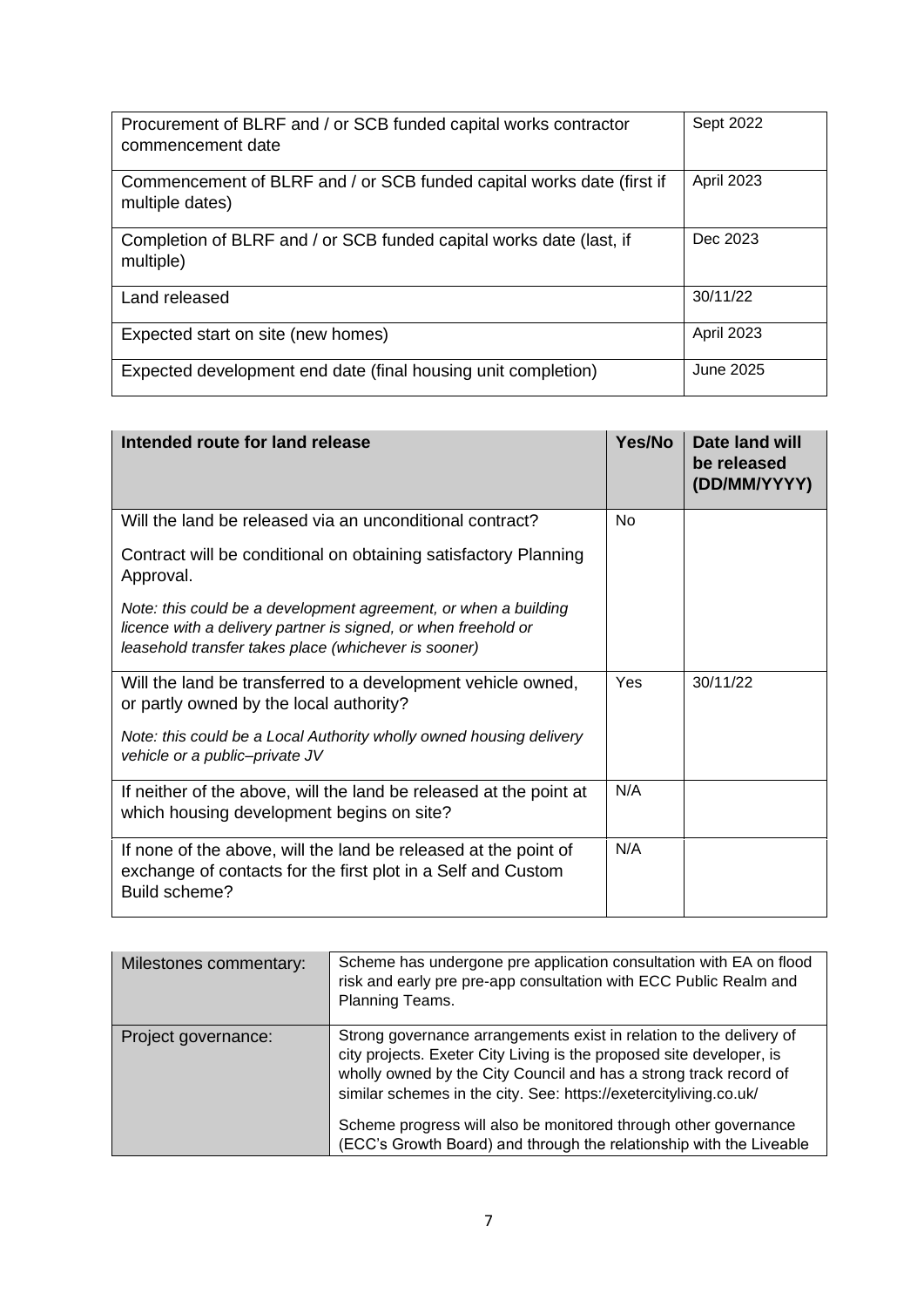| | |
|---|---|
| Procurement of BLRF and / or SCB funded capital works contractor commencement date | Sept 2022 |
| Commencement of BLRF and / or SCB funded capital works date (first if multiple dates) | April 2023 |
| Completion of BLRF and / or SCB funded capital works date (last, if multiple) | Dec 2023 |
| Land released | 30/11/22 |
| Expected start on site (new homes) | April 2023 |
| Expected development end date (final housing unit completion) | June 2025 |

| **Intended route for land release** | **Yes/No** | **Date land will be released (DD/MM/YYYY)** |
|---|---|---|
| Will the land be released via an unconditional contract?<br><br>Contract will be conditional on obtaining satisfactory Planning Approval.<br><br>*Note: this could be a development agreement, or when a building licence with a delivery partner is signed, or when freehold or leasehold transfer takes place (whichever is sooner)* | No | |
| Will the land be transferred to a development vehicle owned, or partly owned by the local authority?<br><br>*Note: this could be a Local Authority wholly owned housing delivery vehicle or a public–private JV* | Yes | 30/11/22 |
| If neither of the above, will the land be released at the point at which housing development begins on site? | N/A | |
| If none of the above, will the land be released at the point of exchange of contacts for the first plot in a Self and Custom Build scheme? | N/A | |

| | |
|---|---|
| Milestones commentary: | Scheme has undergone pre application consultation with EA on flood risk and early pre pre-app consultation with ECC Public Realm and Planning Teams. |
| Project governance: | Strong governance arrangements exist in relation to the delivery of city projects. Exeter City Living is the proposed site developer, is wholly owned by the City Council and has a strong track record of similar schemes in the city. See: https://exetercityliving.co.uk/<br><br>Scheme progress will also be monitored through other governance (ECC's Growth Board) and through the relationship with the Liveable |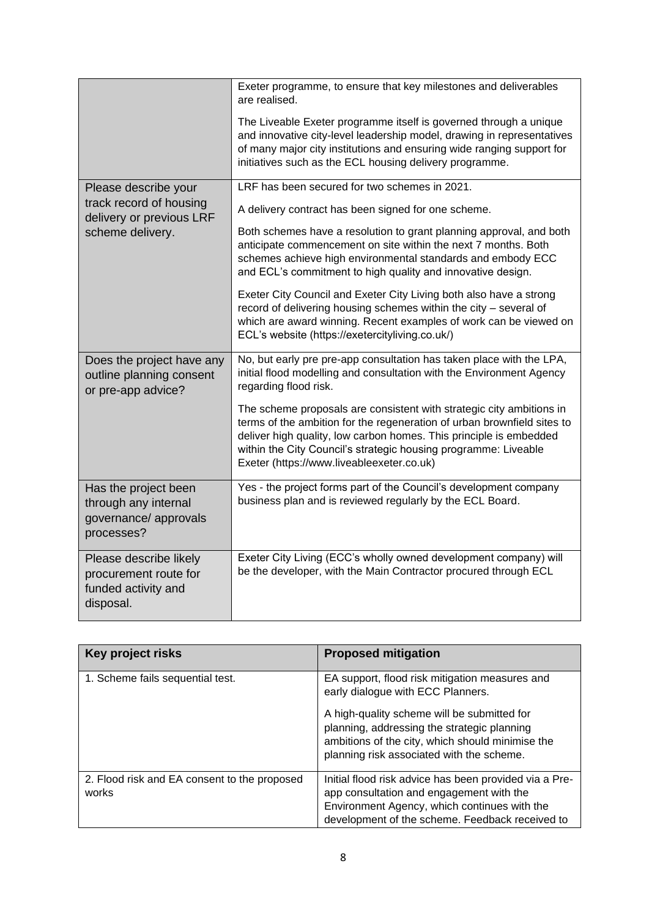| | |
|---|---|
| | Exeter programme, to ensure that key milestones and deliverables are realised.<br><br>The Liveable Exeter programme itself is governed through a unique and innovative city-level leadership model, drawing in representatives of many major city institutions and ensuring wide ranging support for initiatives such as the ECL housing delivery programme. |
| Please describe your track record of housing delivery or previous LRF scheme delivery. | LRF has been secured for two schemes in 2021.<br><br>A delivery contract has been signed for one scheme.<br><br>Both schemes have a resolution to grant planning approval, and both anticipate commencement on site within the next 7 months. Both schemes achieve high environmental standards and embody ECC and ECL's commitment to high quality and innovative design.<br><br>Exeter City Council and Exeter City Living both also have a strong record of delivering housing schemes within the city – several of which are award winning. Recent examples of work can be viewed on ECL's website (https://exetercityliving.co.uk/) |
| Does the project have any outline planning consent or pre-app advice? | No, but early pre pre-app consultation has taken place with the LPA, initial flood modelling and consultation with the Environment Agency regarding flood risk.<br><br>The scheme proposals are consistent with strategic city ambitions in terms of the ambition for the regeneration of urban brownfield sites to deliver high quality, low carbon homes. This principle is embedded within the City Council's strategic housing programme: Liveable Exeter (https://www.liveableexeter.co.uk) |
| Has the project been through any internal governance/ approvals processes? | Yes - the project forms part of the Council's development company business plan and is reviewed regularly by the ECL Board. |
| Please describe likely procurement route for funded activity and disposal. | Exeter City Living (ECC's wholly owned development company) will be the developer, with the Main Contractor procured through ECL |

| Key project risks | Proposed mitigation |
|---|---|
| 1. Scheme fails sequential test. | EA support, flood risk mitigation measures and early dialogue with ECC Planners.<br><br>A high-quality scheme will be submitted for planning, addressing the strategic planning ambitions of the city, which should minimise the planning risk associated with the scheme. |
| 2. Flood risk and EA consent to the proposed works | Initial flood risk advice has been provided via a Pre-app consultation and engagement with the Environment Agency, which continues with the development of the scheme. Feedback received to |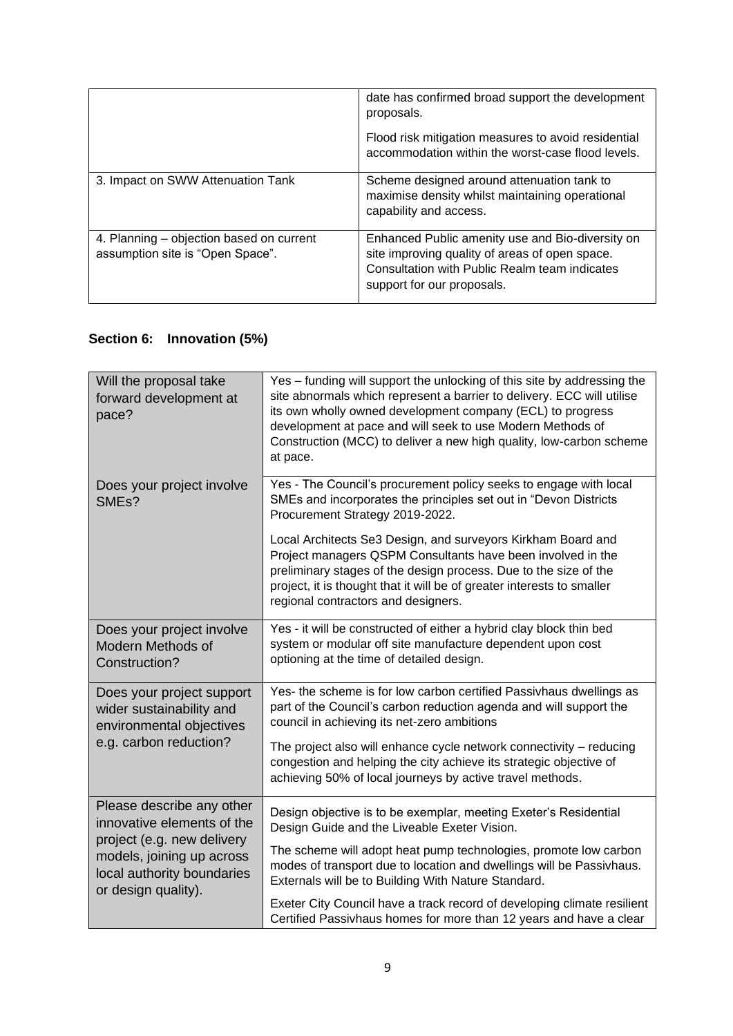| | |
|---|---|
| | date has confirmed broad support the development proposals.<br><br>Flood risk mitigation measures to avoid residential accommodation within the worst-case flood levels. |
| 3. Impact on SWW Attenuation Tank | Scheme designed around attenuation tank to maximise density whilst maintaining operational capability and access. |
| 4. Planning – objection based on current assumption site is "Open Space". | Enhanced Public amenity use and Bio-diversity on site improving quality of areas of open space. Consultation with Public Realm team indicates support for our proposals. |

## Section 6: Innovation (5%)

| | |
|---|---|
| Will the proposal take forward development at pace? | Yes – funding will support the unlocking of this site by addressing the site abnormals which represent a barrier to delivery. ECC will utilise its own wholly owned development company (ECL) to progress development at pace and will seek to use Modern Methods of Construction (MCC) to deliver a new high quality, low-carbon scheme at pace. |
| Does your project involve SMEs? | Yes - The Council's procurement policy seeks to engage with local SMEs and incorporates the principles set out in "Devon Districts Procurement Strategy 2019-2022.<br><br>Local Architects Se3 Design, and surveyors Kirkham Board and Project managers QSPM Consultants have been involved in the preliminary stages of the design process. Due to the size of the project, it is thought that it will be of greater interests to smaller regional contractors and designers. |
| Does your project involve Modern Methods of Construction? | Yes - it will be constructed of either a hybrid clay block thin bed system or modular off site manufacture dependent upon cost optioning at the time of detailed design. |
| Does your project support wider sustainability and environmental objectives e.g. carbon reduction? | Yes- the scheme is for low carbon certified Passivhaus dwellings as part of the Council's carbon reduction agenda and will support the council in achieving its net-zero ambitions<br><br>The project also will enhance cycle network connectivity – reducing congestion and helping the city achieve its strategic objective of achieving 50% of local journeys by active travel methods. |
| Please describe any other innovative elements of the project (e.g. new delivery models, joining up across local authority boundaries or design quality). | Design objective is to be exemplar, meeting Exeter's Residential Design Guide and the Liveable Exeter Vision.<br><br>The scheme will adopt heat pump technologies, promote low carbon modes of transport due to location and dwellings will be Passivhaus. Externals will be to Building With Nature Standard.<br><br>Exeter City Council have a track record of developing climate resilient Certified Passivhaus homes for more than 12 years and have a clear |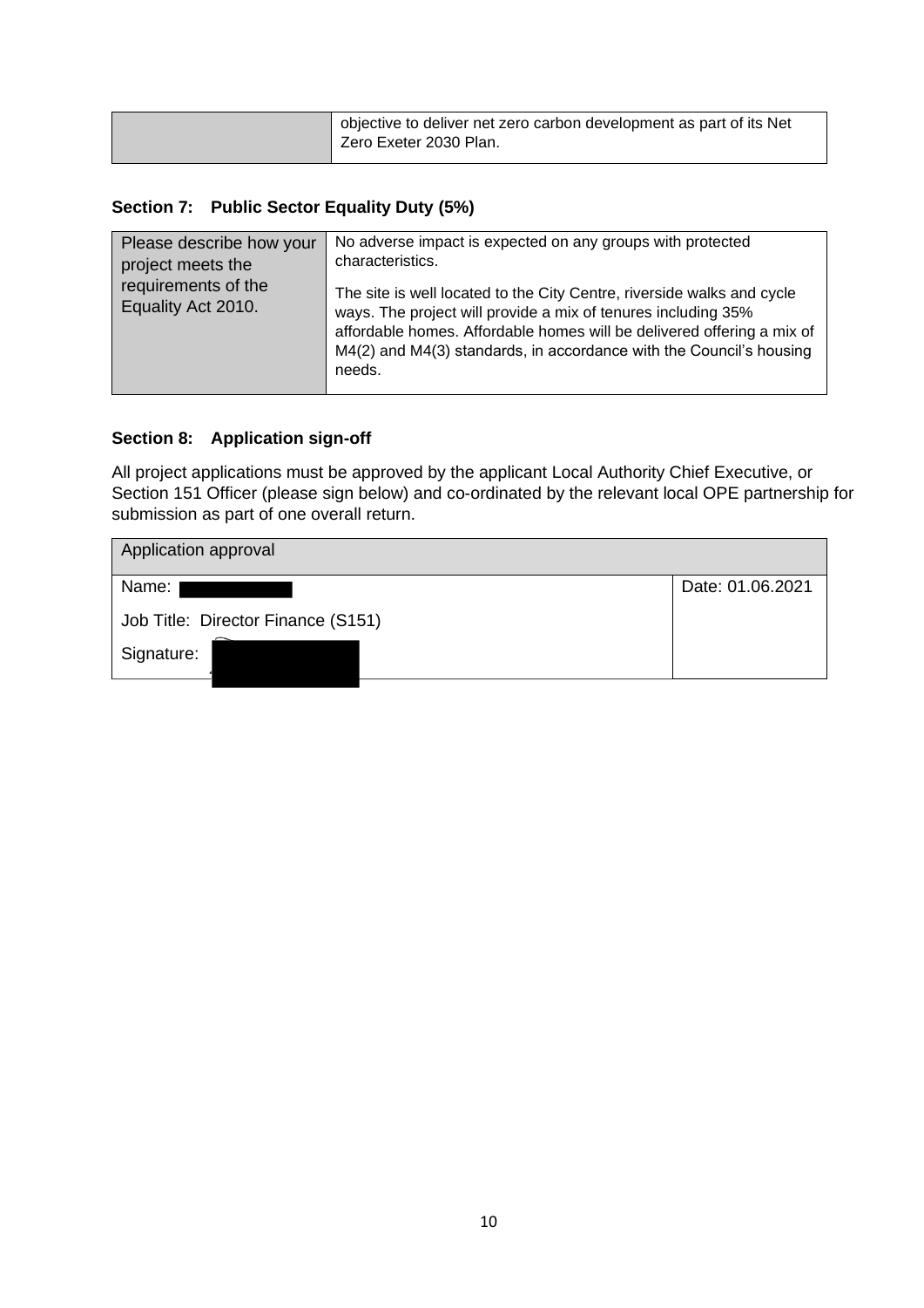| | |
|---|---|
| | objective to deliver net zero carbon development as part of its Net Zero Exeter 2030 Plan. |

### Section 7: Public Sector Equality Duty (5%)

| | |
|---|---|
| Please describe how your project meets the requirements of the Equality Act 2010. | No adverse impact is expected on any groups with protected characteristics.<br><br>The site is well located to the City Centre, riverside walks and cycle ways. The project will provide a mix of tenures including 35% affordable homes. Affordable homes will be delivered offering a mix of M4(2) and M4(3) standards, in accordance with the Council's housing needs. |

### Section 8: Application sign-off

All project applications must be approved by the applicant Local Authority Chief Executive, or Section 151 Officer (please sign below) and co-ordinated by the relevant local OPE partnership for submission as part of one overall return.

| Application approval | |
|---|---|
| Name: <br>Job Title: Director Finance (S151)<br>Signature: | Date: 01.06.2021 |